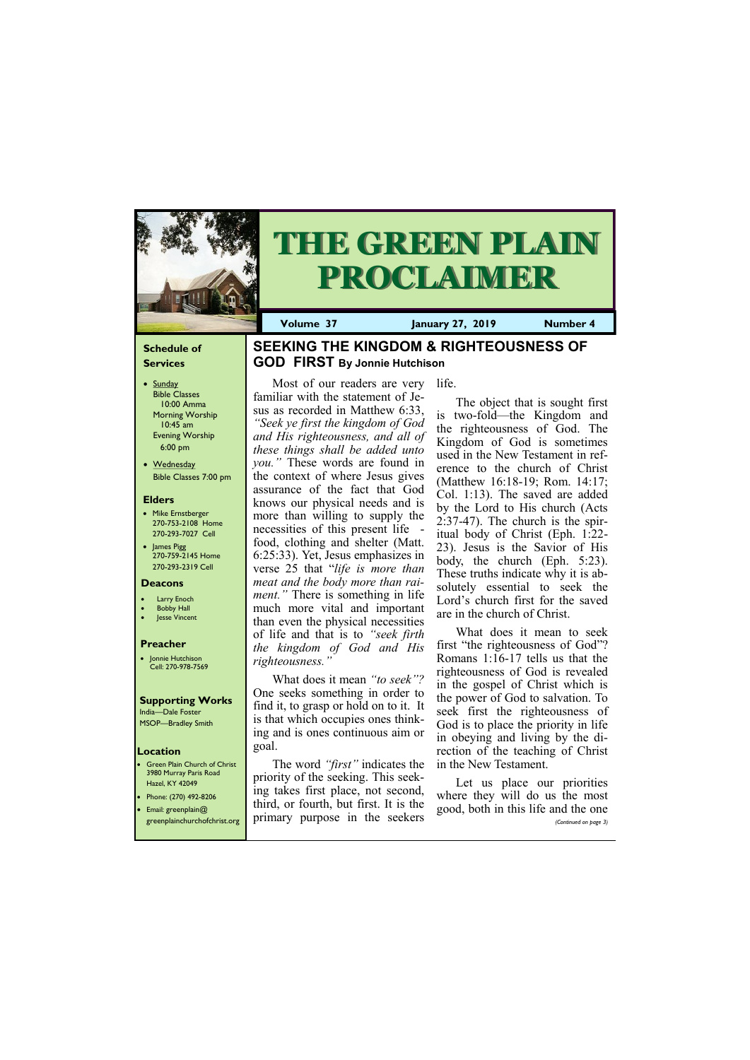# THE GREEN PLAIN PROCLAIMER

**Volume 37** | **January 27, 2019** | **Number 4**

### Schedule of Services

- Sunday
  Bible Classes 10:00 Amma
  Morning Worship 10:45 am
  Evening Worship 6:00 pm
- Wednesday
  Bible Classes 7:00 pm

### Elders

- Mike Ernstberger
  270-753-2108 Home
  270-293-7027 Cell
- James Pigg
  270-759-2145 Home
  270-293-2319 Cell

### Deacons

- Larry Enoch
- Bobby Hall
- Jesse Vincent

### Preacher

- Jonnie Hutchison
  Cell: 270-978-7569

### Supporting Works

India—Dale Foster
MSOP—Bradley Smith

### Location

- Green Plain Church of Christ
  3980 Murray Paris Road
  Hazel, KY 42049
- Phone: (270) 492-8206
- Email: greenplain@greenplainchurchofchrist.org

## SEEKING THE KINGDOM & RIGHTEOUSNESS OF GOD FIRST By Jonnie Hutchison

Most of our readers are very familiar with the statement of Jesus as recorded in Matthew 6:33, *"Seek ye first the kingdom of God and His righteousness, and all of these things shall be added unto you."* These words are found in the context of where Jesus gives assurance of the fact that God knows our physical needs and is more than willing to supply the necessities of this present life - food, clothing and shelter (Matt. 6:25:33). Yet, Jesus emphasizes in verse 25 that *"life is more than meat and the body more than raiment."* There is something in life much more vital and important than even the physical necessities of life and that is to *"seek firth the kingdom of God and His righteousness."*

What does it mean *"to seek"?* One seeks something in order to find it, to grasp or hold on to it. It is that which occupies ones thinking and is ones continuous aim or goal.

The word *"first"* indicates the priority of the seeking. This seeking takes first place, not second, third, or fourth, but first. It is the primary purpose in the seekers life.

The object that is sought first is two-fold—the Kingdom and the righteousness of God. The Kingdom of God is sometimes used in the New Testament in reference to the church of Christ (Matthew 16:18-19; Rom. 14:17; Col. 1:13). The saved are added by the Lord to His church (Acts 2:37-47). The church is the spiritual body of Christ (Eph. 1:22-23). Jesus is the Savior of His body, the church (Eph. 5:23). These truths indicate why it is absolutely essential to seek the Lord's church first for the saved are in the church of Christ.

What does it mean to seek first "the righteousness of God"? Romans 1:16-17 tells us that the righteousness of God is revealed in the gospel of Christ which is the power of God to salvation. To seek first the righteousness of God is to place the priority in life in obeying and living by the direction of the teaching of Christ in the New Testament.

Let us place our priorities where they will do us the most good, both in this life and the one

*(Continued on page 3)*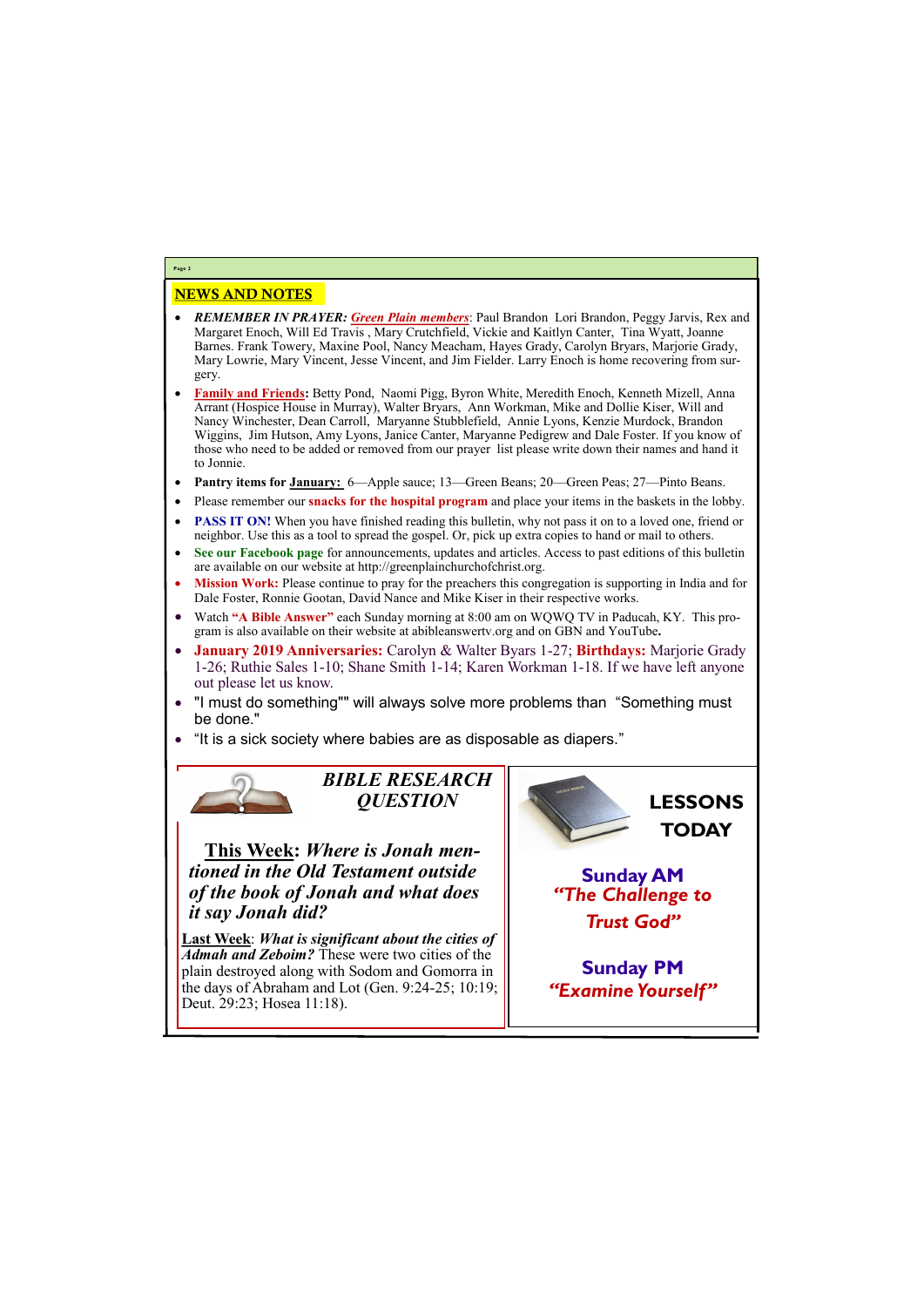## NEWS AND NOTES

- ***REMEMBER IN PRAYER:*** ***Green Plain members***: Paul Brandon Lori Brandon, Peggy Jarvis, Rex and Margaret Enoch, Will Ed Travis , Mary Crutchfield, Vickie and Kaitlyn Canter, Tina Wyatt, Joanne Barnes. Frank Towery, Maxine Pool, Nancy Meacham, Hayes Grady, Carolyn Bryars, Marjorie Grady, Mary Lowrie, Mary Vincent, Jesse Vincent, and Jim Fielder. Larry Enoch is home recovering from surgery.
- **Family and Friends:** Betty Pond, Naomi Pigg, Byron White, Meredith Enoch, Kenneth Mizell, Anna Arrant (Hospice House in Murray), Walter Bryars, Ann Workman, Mike and Dollie Kiser, Will and Nancy Winchester, Dean Carroll, Maryanne Stubblefield, Annie Lyons, Kenzie Murdock, Brandon Wiggins, Jim Hutson, Amy Lyons, Janice Canter, Maryanne Pedigrew and Dale Foster. If you know of those who need to be added or removed from our prayer list please write down their names and hand it to Jonnie.
- **Pantry items for January:** 6—Apple sauce; 13—Green Beans; 20—Green Peas; 27—Pinto Beans.
- Please remember our **snacks for the hospital program** and place your items in the baskets in the lobby.
- **PASS IT ON!** When you have finished reading this bulletin, why not pass it on to a loved one, friend or neighbor. Use this as a tool to spread the gospel. Or, pick up extra copies to hand or mail to others.
- **See our Facebook page** for announcements, updates and articles. Access to past editions of this bulletin are available on our website at http://greenplainchurchofchrist.org.
- **Mission Work:** Please continue to pray for the preachers this congregation is supporting in India and for Dale Foster, Ronnie Gootan, David Nance and Mike Kiser in their respective works.
- Watch **"A Bible Answer"** each Sunday morning at 8:00 am on WQWQ TV in Paducah, KY. This program is also available on their website at abibleanswertv.org and on GBN and YouTube.
- **January 2019 Anniversaries:** Carolyn & Walter Byars 1-27; **Birthdays:** Marjorie Grady 1-26; Ruthie Sales 1-10; Shane Smith 1-14; Karen Workman 1-18. If we have left anyone out please let us know.
- "I must do something"" will always solve more problems than "Something must be done."
- "It is a sick society where babies are as disposable as diapers."

### *BIBLE RESEARCH QUESTION*

**This Week:** ***Where is Jonah mentioned in the Old Testament outside of the book of Jonah and what does it say Jonah did?***

**Last Week**: ***What is significant about the cities of Admah and Zeboim?*** These were two cities of the plain destroyed along with Sodom and Gomorra in the days of Abraham and Lot (Gen. 9:24-25; 10:19; Deut. 29:23; Hosea 11:18).

### LESSONS TODAY

**Sunday AM**
***"The Challenge to Trust God"***

**Sunday PM**
***"Examine Yourself"***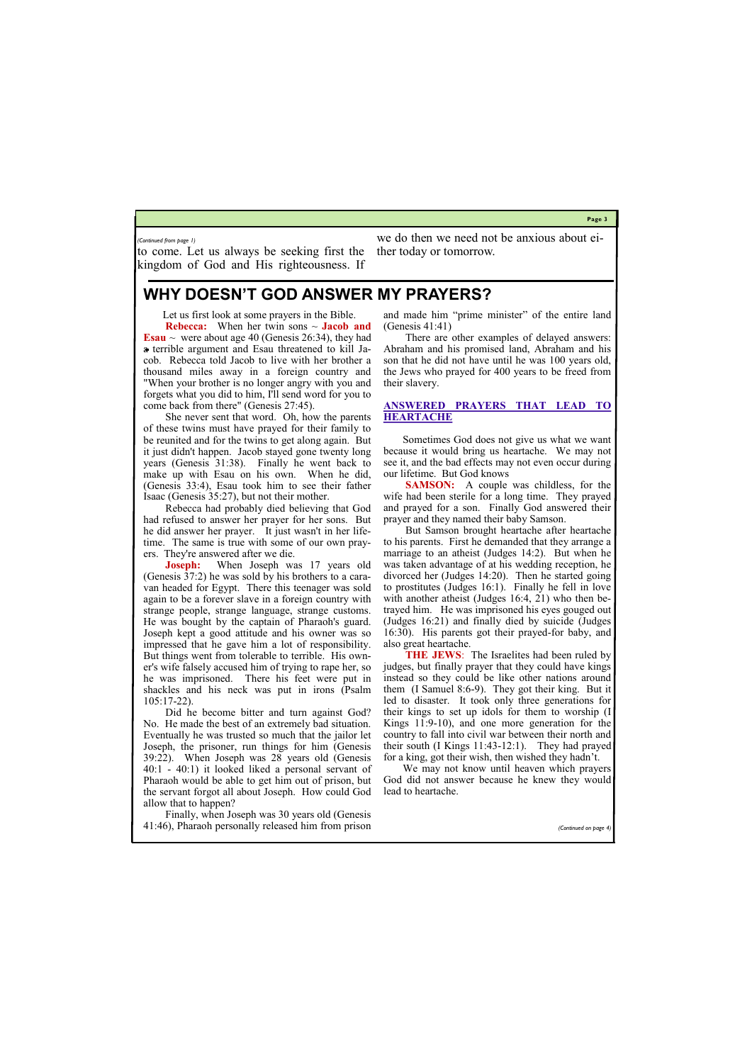*(Continued from page 1)*

to come. Let us always be seeking first the kingdom of God and His righteousness. If we do then we need not be anxious about either today or tomorrow.

## WHY DOESN'T GOD ANSWER MY PRAYERS?

Let us first look at some prayers in the Bible.

**Rebecca:** When her twin sons ~ **Jacob and Esau** ~ were about age 40 (Genesis 26:34), they had a terrible argument and Esau threatened to kill Jacob. Rebecca told Jacob to live with her brother a thousand miles away in a foreign country and "When your brother is no longer angry with you and forgets what you did to him, I'll send word for you to come back from there" (Genesis 27:45).

She never sent that word. Oh, how the parents of these twins must have prayed for their family to be reunited and for the twins to get along again. But it just didn't happen. Jacob stayed gone twenty long years (Genesis 31:38). Finally he went back to make up with Esau on his own. When he did, (Genesis 33:4), Esau took him to see their father Isaac (Genesis 35:27), but not their mother.

Rebecca had probably died believing that God had refused to answer her prayer for her sons. But he did answer her prayer. It just wasn't in her lifetime. The same is true with some of our own prayers. They're answered after we die.

**Joseph:** When Joseph was 17 years old (Genesis 37:2) he was sold by his brothers to a caravan headed for Egypt. There this teenager was sold again to be a forever slave in a foreign country with strange people, strange language, strange customs. He was bought by the captain of Pharaoh's guard. Joseph kept a good attitude and his owner was so impressed that he gave him a lot of responsibility. But things went from tolerable to terrible. His owner's wife falsely accused him of trying to rape her, so he was imprisoned. There his feet were put in shackles and his neck was put in irons (Psalm 105:17-22).

Did he become bitter and turn against God? No. He made the best of an extremely bad situation. Eventually he was trusted so much that the jailor let Joseph, the prisoner, run things for him (Genesis 39:22). When Joseph was 28 years old (Genesis 40:1 - 40:1) it looked liked a personal servant of Pharaoh would be able to get him out of prison, but the servant forgot all about Joseph. How could God allow that to happen?

Finally, when Joseph was 30 years old (Genesis 41:46), Pharaoh personally released him from prison and made him "prime minister" of the entire land (Genesis 41:41)

There are other examples of delayed answers: Abraham and his promised land, Abraham and his son that he did not have until he was 100 years old, the Jews who prayed for 400 years to be freed from their slavery.

### ANSWERED PRAYERS THAT LEAD TO HEARTACHE

Sometimes God does not give us what we want because it would bring us heartache. We may not see it, and the bad effects may not even occur during our lifetime. But God knows

**SAMSON:** A couple was childless, for the wife had been sterile for a long time. They prayed and prayed for a son. Finally God answered their prayer and they named their baby Samson.

But Samson brought heartache after heartache to his parents. First he demanded that they arrange a marriage to an atheist (Judges 14:2). But when he was taken advantage of at his wedding reception, he divorced her (Judges 14:20). Then he started going to prostitutes (Judges 16:1). Finally he fell in love with another atheist (Judges 16:4, 21) who then betrayed him. He was imprisoned his eyes gouged out (Judges 16:21) and finally died by suicide (Judges 16:30). His parents got their prayed-for baby, and also great heartache.

**THE JEWS**: The Israelites had been ruled by judges, but finally prayer that they could have kings instead so they could be like other nations around them (I Samuel 8:6-9). They got their king. But it led to disaster. It took only three generations for their kings to set up idols for them to worship (I Kings 11:9-10), and one more generation for the country to fall into civil war between their north and their south (I Kings 11:43-12:1). They had prayed for a king, got their wish, then wished they hadn't.

We may not know until heaven which prayers God did not answer because he knew they would lead to heartache.

*(Continued on page 4)*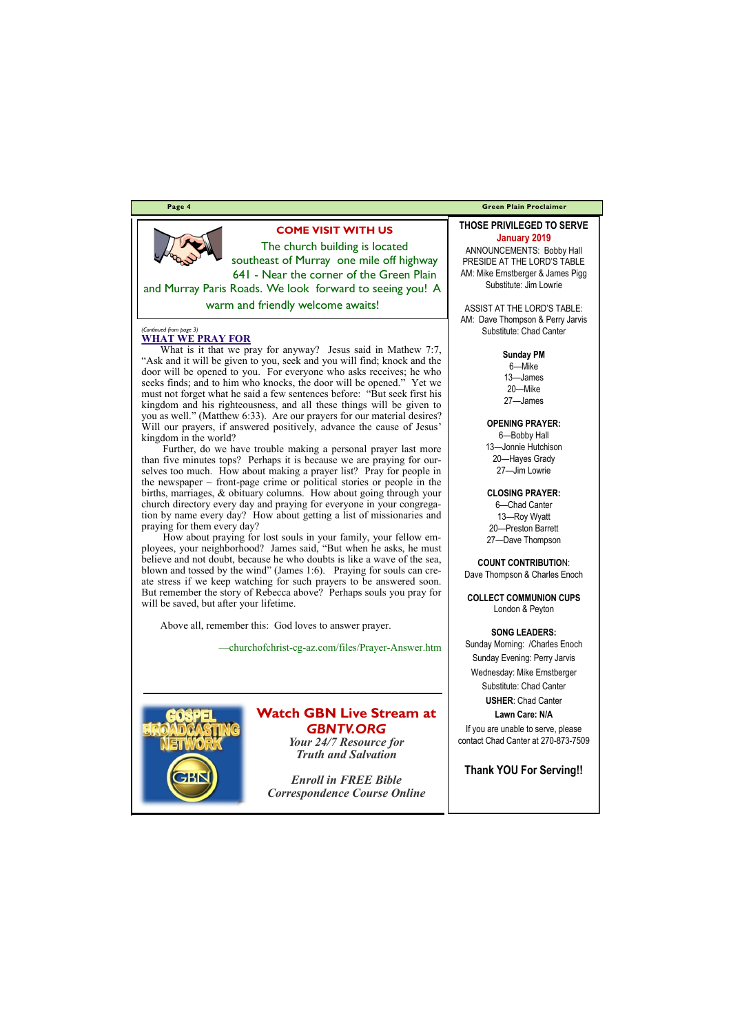## COME VISIT WITH US

The church building is located southeast of Murray one mile off highway 641 - Near the corner of the Green Plain and Murray Paris Roads. We look forward to seeing you! A warm and friendly welcome awaits!

*(Continued from page 3)*

## WHAT WE PRAY FOR

What is it that we pray for anyway? Jesus said in Mathew 7:7, "Ask and it will be given to you, seek and you will find; knock and the door will be opened to you. For everyone who asks receives; he who seeks finds; and to him who knocks, the door will be opened." Yet we must not forget what he said a few sentences before: "But seek first his kingdom and his righteousness, and all these things will be given to you as well." (Matthew 6:33). Are our prayers for our material desires? Will our prayers, if answered positively, advance the cause of Jesus' kingdom in the world?

Further, do we have trouble making a personal prayer last more than five minutes tops? Perhaps it is because we are praying for ourselves too much. How about making a prayer list? Pray for people in the newspaper ~ front-page crime or political stories or people in the births, marriages, & obituary columns. How about going through your church directory every day and praying for everyone in your congregation by name every day? How about getting a list of missionaries and praying for them every day?

How about praying for lost souls in your family, your fellow employees, your neighborhood? James said, "But when he asks, he must believe and not doubt, because he who doubts is like a wave of the sea, blown and tossed by the wind" (James 1:6). Praying for souls can create stress if we keep watching for such prayers to be answered soon. But remember the story of Rebecca above? Perhaps souls you pray for will be saved, but after your lifetime.

Above all, remember this: God loves to answer prayer.

—churchofchrist-cg-az.com/files/Prayer-Answer.htm

## Watch GBN Live Stream at *GBNTV.ORG*

*Your 24/7 Resource for Truth and Salvation*

*Enroll in FREE Bible Correspondence Course Online*

## THOSE PRIVILEGED TO SERVE

**January 2019**

ANNOUNCEMENTS: Bobby Hall

PRESIDE AT THE LORD'S TABLE
AM: Mike Ernstberger & James Pigg
Substitute: Jim Lowrie

ASSIST AT THE LORD'S TABLE:
AM: Dave Thompson & Perry Jarvis
Substitute: Chad Canter

**Sunday PM**
6—Mike
13—James
20—Mike
27—James

**OPENING PRAYER:**
6—Bobby Hall
13—Jonnie Hutchison
20—Hayes Grady
27—Jim Lowrie

**CLOSING PRAYER:**
6—Chad Canter
13—Roy Wyatt
20—Preston Barrett
27—Dave Thompson

**COUNT CONTRIBUTION:**
Dave Thompson & Charles Enoch

**COLLECT COMMUNION CUPS**
London & Peyton

**SONG LEADERS:**
Sunday Morning: /Charles Enoch
Sunday Evening: Perry Jarvis
Wednesday: Mike Ernstberger
Substitute: Chad Canter

**USHER**: Chad Canter

**Lawn Care: N/A**

If you are unable to serve, please contact Chad Canter at 270-873-7509

**Thank YOU For Serving!!**